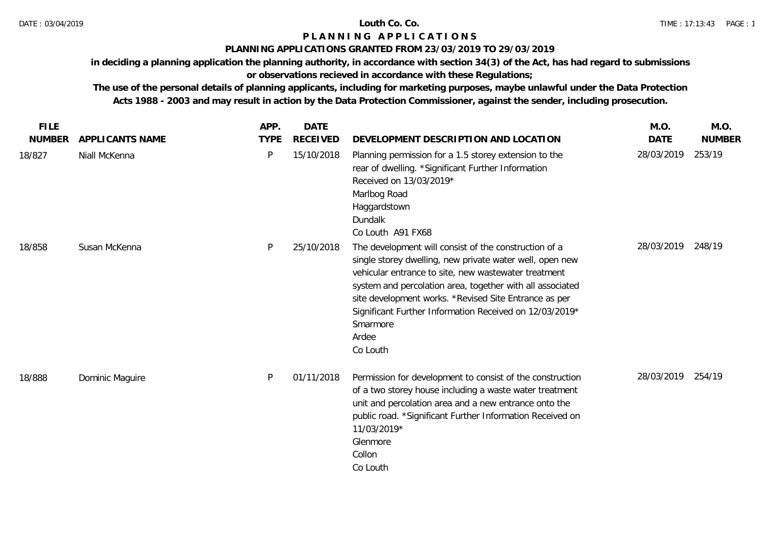# Louth Co. Co.

## P L A N N I N G   A P P L I C A T I O N S

### PLANNING APPLICATIONS GRANTED FROM 23/03/2019 TO 29/03/2019

**in deciding a planning application the planning authority, in accordance with section 34(3) of the Act, has had regard to submissions or observations recieved in accordance with these Regulations;**

**The use of the personal details of planning applicants, including for marketing purposes, maybe unlawful under the Data Protection Acts 1988 - 2003 and may result in action by the Data Protection Commissioner, against the sender, including prosecution.**

| FILE NUMBER | APPLICANTS NAME | APP. TYPE | DATE RECEIVED | DEVELOPMENT DESCRIPTION AND LOCATION | M.O. DATE | M.O. NUMBER |
|---|---|---|---|---|---|---|
| 18/827 | Niall McKenna | P | 15/10/2018 | Planning permission for a 1.5 storey extension to the rear of dwelling. *Significant Further Information Received on 13/03/2019* Marlbog Road Haggardstown Dundalk Co Louth A91 FX68 | 28/03/2019 | 253/19 |
| 18/858 | Susan McKenna | P | 25/10/2018 | The development will consist of the construction of a single storey dwelling, new private water well, open new vehicular entrance to site, new wastewater treatment system and percolation area, together with all associated site development works. *Revised Site Entrance as per Significant Further Information Received on 12/03/2019* Smarmore Ardee Co Louth | 28/03/2019 | 248/19 |
| 18/888 | Dominic Maguire | P | 01/11/2018 | Permission for development to consist of the construction of a two storey house including a waste water treatment unit and percolation area and a new entrance onto the public road. *Significant Further Information Received on 11/03/2019* Glenmore Collon Co Louth | 28/03/2019 | 254/19 |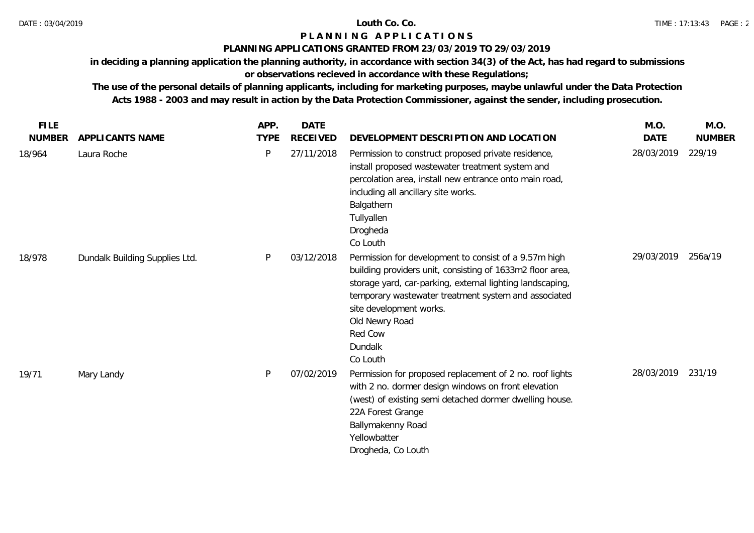# Louth Co. Co.

## P L A N N I N G   A P P L I C A T I O N S

### PLANNING APPLICATIONS GRANTED FROM 23/03/2019 TO 29/03/2019

**in deciding a planning application the planning authority, in accordance with section 34(3) of the Act, has had regard to submissions or observations recieved in accordance with these Regulations;**

**The use of the personal details of planning applicants, including for marketing purposes, maybe unlawful under the Data Protection Acts 1988 - 2003 and may result in action by the Data Protection Commissioner, against the sender, including prosecution.**

| FILE NUMBER | APPLICANTS NAME | APP. TYPE | DATE RECEIVED | DEVELOPMENT DESCRIPTION AND LOCATION | M.O. DATE | M.O. NUMBER |
|---|---|---|---|---|---|---|
| 18/964 | Laura Roche | P | 27/11/2018 | Permission to construct proposed private residence, install proposed wastewater treatment system and percolation area, install new entrance onto main road, including all ancillary site works.<br>Balgathern<br>Tullyallen<br>Drogheda<br>Co Louth | 28/03/2019 | 229/19 |
| 18/978 | Dundalk Building Supplies Ltd. | P | 03/12/2018 | Permission for development to consist of a 9.57m high building providers unit, consisting of 1633m2 floor area, storage yard, car-parking, external lighting landscaping, temporary wastewater treatment system and associated site development works.<br>Old Newry Road<br>Red Cow<br>Dundalk<br>Co Louth | 29/03/2019 | 256a/19 |
| 19/71 | Mary Landy | P | 07/02/2019 | Permission for proposed replacement of 2 no. roof lights with 2 no. dormer design windows on front elevation (west) of existing semi detached dormer dwelling house.<br>22A Forest Grange<br>Ballymakenny Road<br>Yellowbatter<br>Drogheda, Co Louth | 28/03/2019 | 231/19 |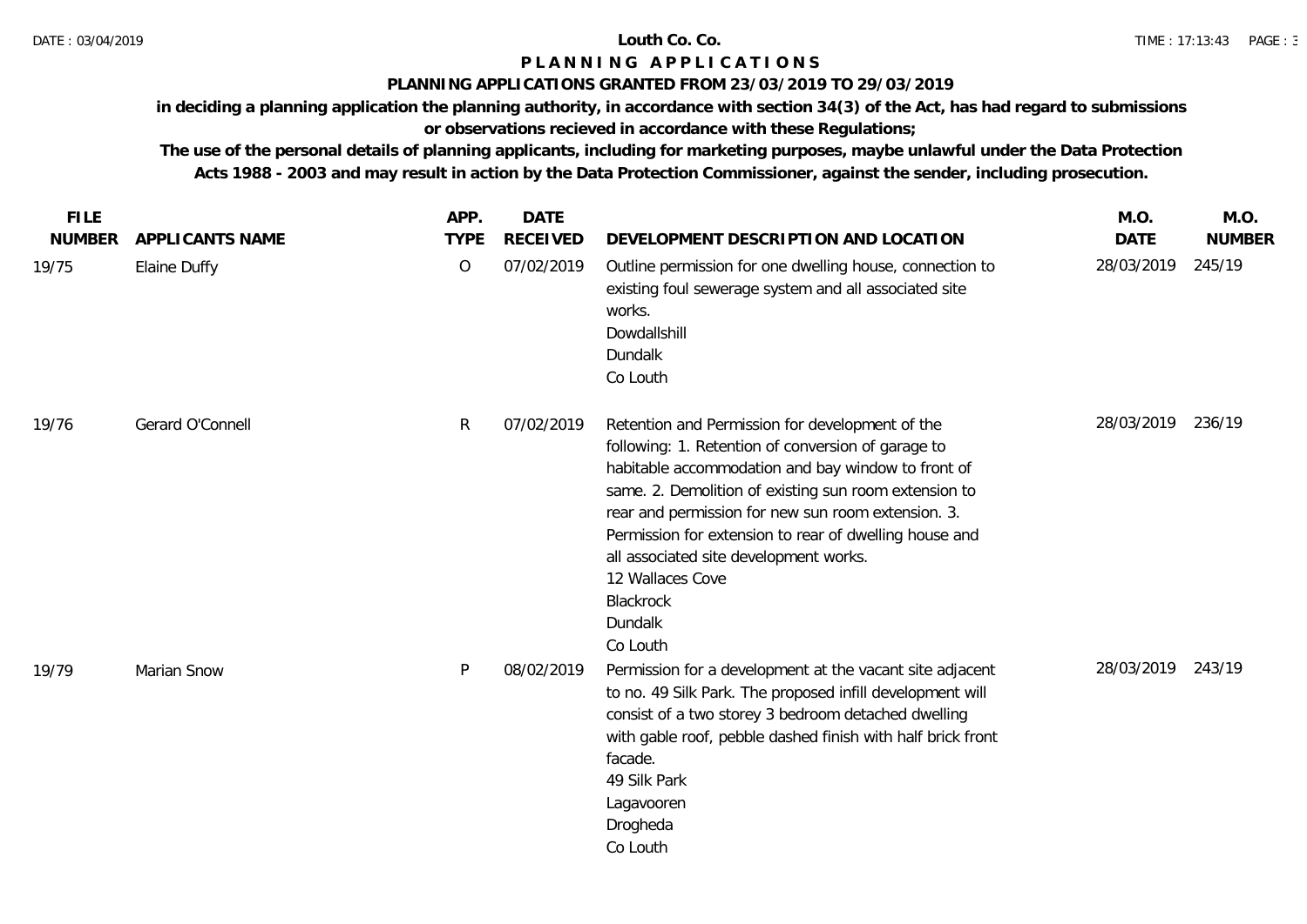# Louth Co. Co.

## PLANNING APPLICATIONS

### PLANNING APPLICATIONS GRANTED FROM 23/03/2019 TO 29/03/2019

**in deciding a planning application the planning authority, in accordance with section 34(3) of the Act, has had regard to submissions or observations recieved in accordance with these Regulations;**

**The use of the personal details of planning applicants, including for marketing purposes, maybe unlawful under the Data Protection Acts 1988 - 2003 and may result in action by the Data Protection Commissioner, against the sender, including prosecution.**

| FILE NUMBER | APPLICANTS NAME | APP. TYPE | DATE RECEIVED | DEVELOPMENT DESCRIPTION AND LOCATION | M.O. DATE | M.O. NUMBER |
|---|---|---|---|---|---|---|
| 19/75 | Elaine Duffy | O | 07/02/2019 | Outline permission for one dwelling house, connection to existing foul sewerage system and all associated site works.<br>Dowdallshill<br>Dundalk<br>Co Louth | 28/03/2019 | 245/19 |
| 19/76 | Gerard O'Connell | R | 07/02/2019 | Retention and Permission for development of the following: 1. Retention of conversion of garage to habitable accommodation and bay window to front of same. 2. Demolition of existing sun room extension to rear and permission for new sun room extension. 3. Permission for extension to rear of dwelling house and all associated site development works.<br>12 Wallaces Cove<br>Blackrock<br>Dundalk<br>Co Louth | 28/03/2019 | 236/19 |
| 19/79 | Marian Snow | P | 08/02/2019 | Permission for a development at the vacant site adjacent to no. 49 Silk Park. The proposed infill development will consist of a two storey 3 bedroom detached dwelling with gable roof, pebble dashed finish with half brick front facade.<br>49 Silk Park<br>Lagavooren<br>Drogheda<br>Co Louth | 28/03/2019 | 243/19 |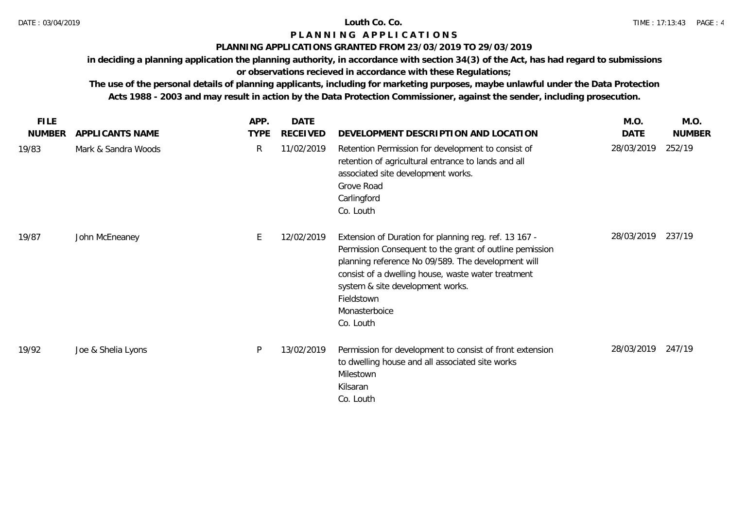**Louth Co. Co.**

# P L A N N I N G   A P P L I C A T I O N S

## PLANNING APPLICATIONS GRANTED FROM 23/03/2019 TO 29/03/2019

**in deciding a planning application the planning authority, in accordance with section 34(3) of the Act, has had regard to submissions or observations recieved in accordance with these Regulations;**

**The use of the personal details of planning applicants, including for marketing purposes, maybe unlawful under the Data Protection Acts 1988 - 2003 and may result in action by the Data Protection Commissioner, against the sender, including prosecution.**

| FILE NUMBER | APPLICANTS NAME | APP. TYPE | DATE RECEIVED | DEVELOPMENT DESCRIPTION AND LOCATION | M.O. DATE | M.O. NUMBER |
|---|---|---|---|---|---|---|
| 19/83 | Mark & Sandra Woods | R | 11/02/2019 | Retention Permission for development to consist of retention of agricultural entrance to lands and all associated site development works.<br>Grove Road<br>Carlingford<br>Co. Louth | 28/03/2019 | 252/19 |
| 19/87 | John McEneaney | E | 12/02/2019 | Extension of Duration for planning reg. ref. 13 167 - Permission Consequent to the grant of outline pemission planning reference No 09/589. The development will consist of a dwelling house, waste water treatment system & site development works.<br>Fieldstown<br>Monasterboice<br>Co. Louth | 28/03/2019 | 237/19 |
| 19/92 | Joe & Shelia Lyons | P | 13/02/2019 | Permission for development to consist of front extension to dwelling house and all associated site works<br>Milestown<br>Kilsaran<br>Co. Louth | 28/03/2019 | 247/19 |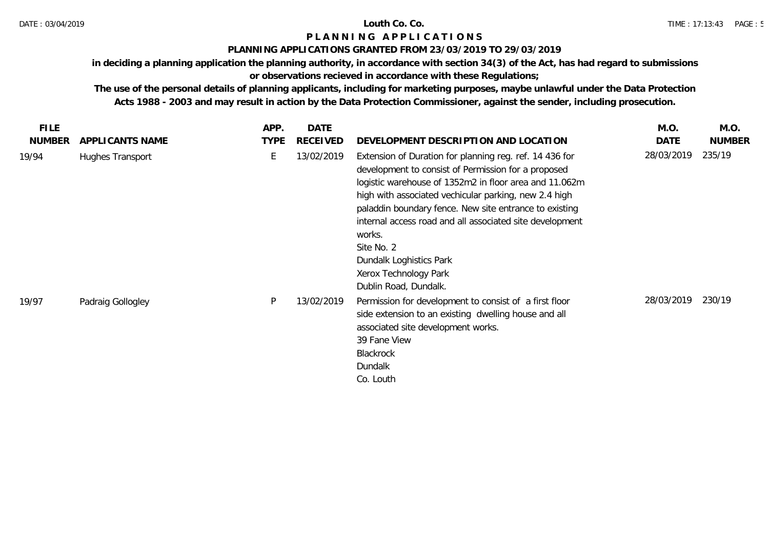# Louth Co. Co.

## P L A N N I N G   A P P L I C A T I O N S

### PLANNING APPLICATIONS GRANTED FROM 23/03/2019 TO 29/03/2019

**in deciding a planning application the planning authority, in accordance with section 34(3) of the Act, has had regard to submissions or observations recieved in accordance with these Regulations;**

**The use of the personal details of planning applicants, including for marketing purposes, maybe unlawful under the Data Protection Acts 1988 - 2003 and may result in action by the Data Protection Commissioner, against the sender, including prosecution.**

| FILE NUMBER | APPLICANTS NAME | APP. TYPE | DATE RECEIVED | DEVELOPMENT DESCRIPTION AND LOCATION | M.O. DATE | M.O. NUMBER |
|---|---|---|---|---|---|---|
| 19/94 | Hughes Transport | E | 13/02/2019 | Extension of Duration for planning reg. ref. 14 436 for development to consist of Permission for a proposed logistic warehouse of 1352m2 in floor area and 11.062m high with associated vechicular parking, new 2.4 high paladdin boundary fence. New site entrance to existing internal access road and all associated site development works.<br>Site No. 2<br>Dundalk Loghistics Park<br>Xerox Technology Park<br>Dublin Road, Dundalk. | 28/03/2019 | 235/19 |
| 19/97 | Padraig Gollogley | P | 13/02/2019 | Permission for development to consist of a first floor side extension to an existing dwelling house and all associated site development works.<br>39 Fane View<br>Blackrock<br>Dundalk<br>Co. Louth | 28/03/2019 | 230/19 |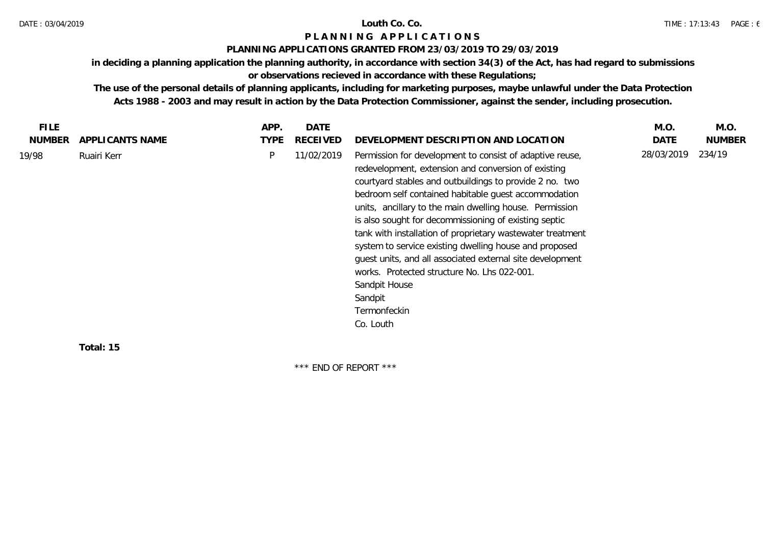# Louth Co. Co.

## PLANNING APPLICATIONS

### PLANNING APPLICATIONS GRANTED FROM 23/03/2019 TO 29/03/2019

**in deciding a planning application the planning authority, in accordance with section 34(3) of the Act, has had regard to submissions or observations recieved in accordance with these Regulations;**

**The use of the personal details of planning applicants, including for marketing purposes, maybe unlawful under the Data Protection Acts 1988 - 2003 and may result in action by the Data Protection Commissioner, against the sender, including prosecution.**

| FILE NUMBER | APPLICANTS NAME | APP. TYPE | DATE RECEIVED | DEVELOPMENT DESCRIPTION AND LOCATION | M.O. DATE | M.O. NUMBER |
|---|---|---|---|---|---|---|
| 19/98 | Ruairi Kerr | P | 11/02/2019 | Permission for development to consist of adaptive reuse, redevelopment, extension and conversion of existing courtyard stables and outbuildings to provide 2 no. two bedroom self contained habitable guest accommodation units, ancillary to the main dwelling house. Permission is also sought for decommissioning of existing septic tank with installation of proprietary wastewater treatment system to service existing dwelling house and proposed guest units, and all associated external site development works. Protected structure No. Lhs 022-001. Sandpit House Sandpit Termonfeckin Co. Louth | 28/03/2019 | 234/19 |

**Total: 15**

*** END OF REPORT ***